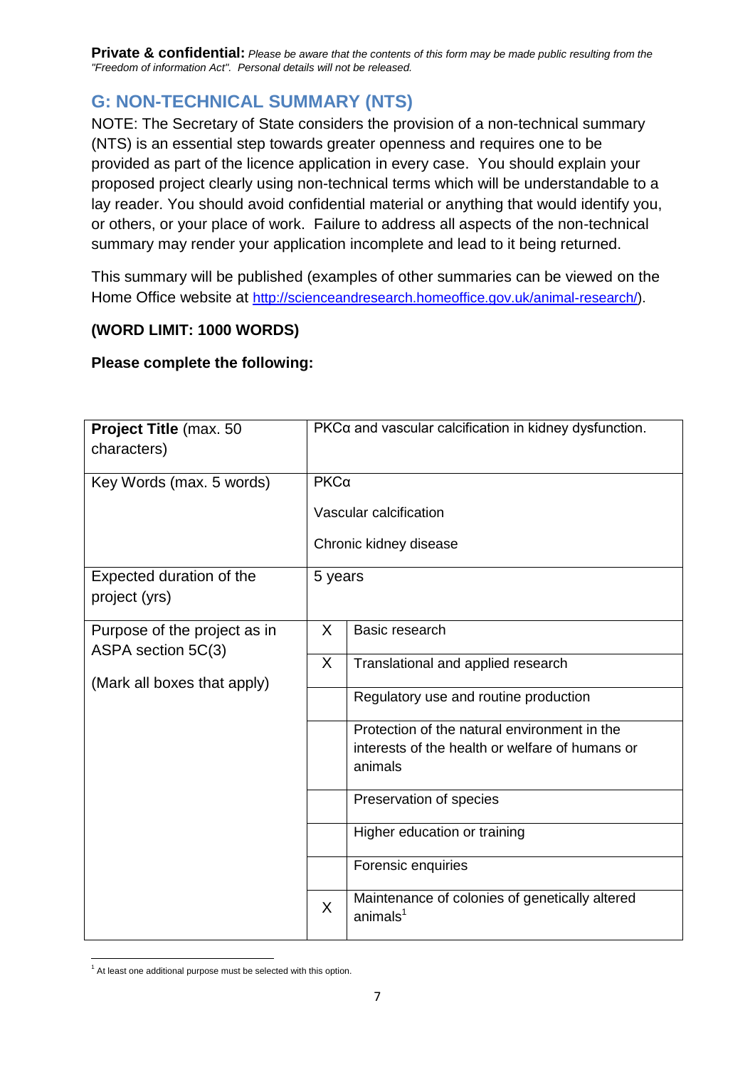**Private & confidential:** *Please be aware that the contents of this form may be made public resulting from the "Freedom of information Act". Personal details will not be released.*

## G: NON-TECHNICAL SUMMARY (NTS)

NOTE: The Secretary of State considers the provision of a non-technical summary (NTS) is an essential step towards greater openness and requires one to be provided as part of the licence application in every case. You should explain your proposed project clearly using non-technical terms which will be understandable to a lay reader. You should avoid confidential material or anything that would identify you, or others, or your place of work. Failure to address all aspects of the non-technical summary may render your application incomplete and lead to it being returned.

This summary will be published (examples of other summaries can be viewed on the Home Office website at http://scienceandresearch.homeoffice.gov.uk/animal-research/).

**(WORD LIMIT: 1000 WORDS)**

**Please complete the following:**

| | | |
|---|---|---|
| **Project Title** (max. 50 characters) | PKCα and vascular calcification in kidney dysfunction. | |
| Key Words (max. 5 words) | PKCα<br><br>Vascular calcification<br><br>Chronic kidney disease | |
| Expected duration of the project (yrs) | 5 years | |
| Purpose of the project as in ASPA section 5C(3)<br><br>(Mark all boxes that apply) | X | Basic research |
| | X | Translational and applied research |
| | | Regulatory use and routine production |
| | | Protection of the natural environment in the interests of the health or welfare of humans or animals |
| | | Preservation of species |
| | | Higher education or training |
| | | Forensic enquiries |
| | X | Maintenance of colonies of genetically altered animals[1] |

[1] At least one additional purpose must be selected with this option.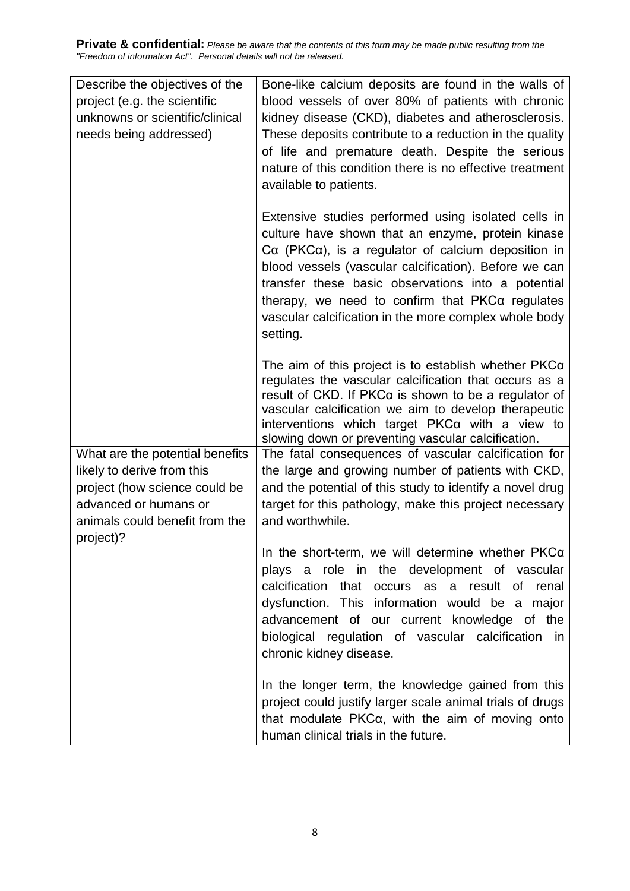**Private & confidential:** *Please be aware that the contents of this form may be made public resulting from the "Freedom of information Act". Personal details will not be released.*

| Describe the objectives of the project (e.g. the scientific unknowns or scientific/clinical needs being addressed) | Bone-like calcium deposits are found in the walls of blood vessels of over 80% of patients with chronic kidney disease (CKD), diabetes and atherosclerosis. These deposits contribute to a reduction in the quality of life and premature death. Despite the serious nature of this condition there is no effective treatment available to patients.<br><br>Extensive studies performed using isolated cells in culture have shown that an enzyme, protein kinase Cα (PKCα), is a regulator of calcium deposition in blood vessels (vascular calcification). Before we can transfer these basic observations into a potential therapy, we need to confirm that PKCα regulates vascular calcification in the more complex whole body setting.<br><br>The aim of this project is to establish whether PKCα regulates the vascular calcification that occurs as a result of CKD. If PKCα is shown to be a regulator of vascular calcification we aim to develop therapeutic interventions which target PKCα with a view to slowing down or preventing vascular calcification. |
|---|---|
| What are the potential benefits likely to derive from this project (how science could be advanced or humans or animals could benefit from the project)? | The fatal consequences of vascular calcification for the large and growing number of patients with CKD, and the potential of this study to identify a novel drug target for this pathology, make this project necessary and worthwhile.<br><br>In the short-term, we will determine whether PKCα plays a role in the development of vascular calcification that occurs as a result of renal dysfunction. This information would be a major advancement of our current knowledge of the biological regulation of vascular calcification in chronic kidney disease.<br><br>In the longer term, the knowledge gained from this project could justify larger scale animal trials of drugs that modulate PKCα, with the aim of moving onto human clinical trials in the future. |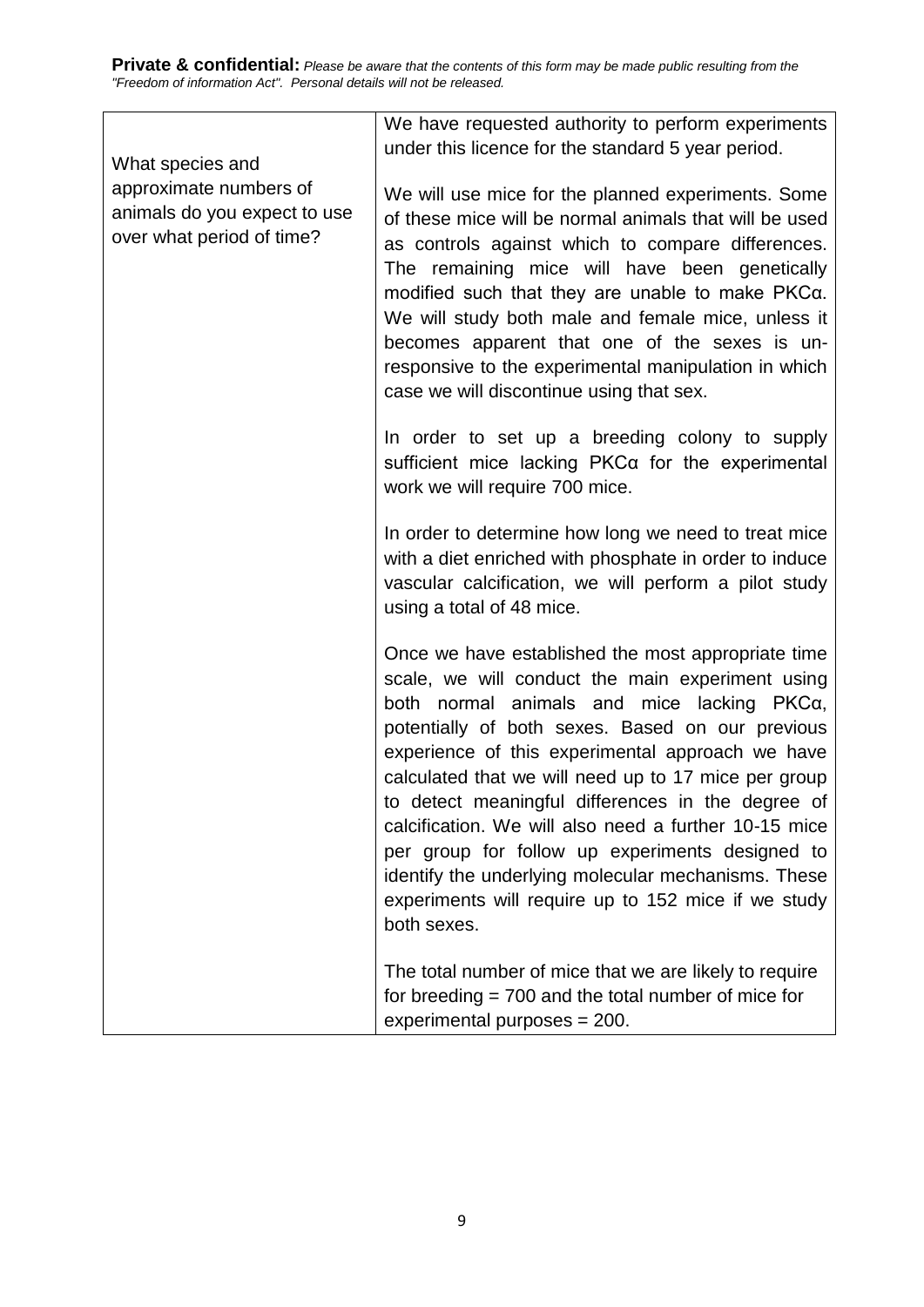**Private & confidential:** *Please be aware that the contents of this form may be made public resulting from the "Freedom of information Act". Personal details will not be released.*

| | |
|---|---|
| What species and approximate numbers of animals do you expect to use over what period of time? | We have requested authority to perform experiments under this licence for the standard 5 year period.<br><br>We will use mice for the planned experiments. Some of these mice will be normal animals that will be used as controls against which to compare differences. The remaining mice will have been genetically modified such that they are unable to make PKCα. We will study both male and female mice, unless it becomes apparent that one of the sexes is un-responsive to the experimental manipulation in which case we will discontinue using that sex.<br><br>In order to set up a breeding colony to supply sufficient mice lacking PKCα for the experimental work we will require 700 mice.<br><br>In order to determine how long we need to treat mice with a diet enriched with phosphate in order to induce vascular calcification, we will perform a pilot study using a total of 48 mice.<br><br>Once we have established the most appropriate time scale, we will conduct the main experiment using both normal animals and mice lacking PKCα, potentially of both sexes. Based on our previous experience of this experimental approach we have calculated that we will need up to 17 mice per group to detect meaningful differences in the degree of calcification. We will also need a further 10-15 mice per group for follow up experiments designed to identify the underlying molecular mechanisms. These experiments will require up to 152 mice if we study both sexes.<br><br>The total number of mice that we are likely to require for breeding = 700 and the total number of mice for experimental purposes = 200. |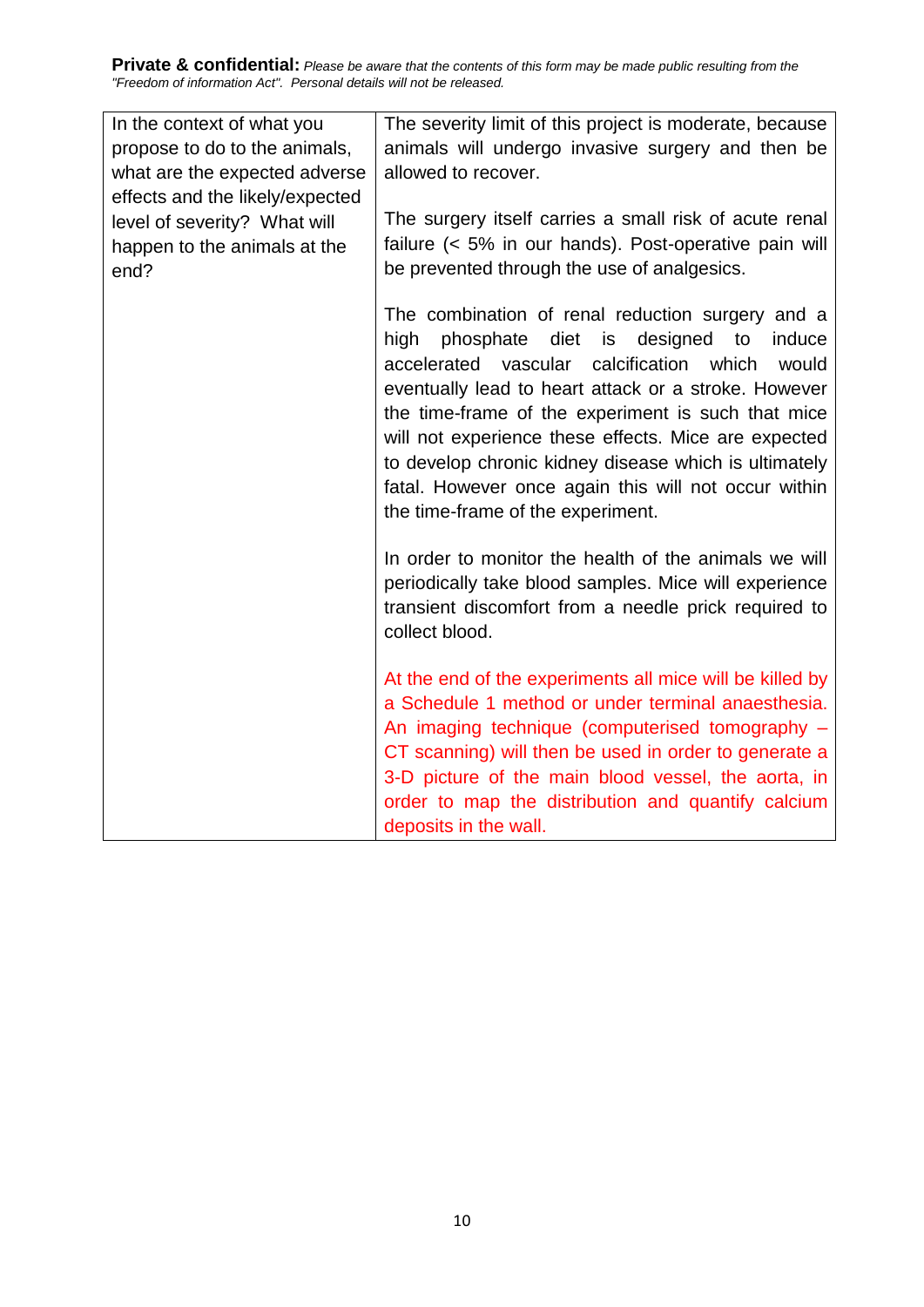**Private & confidential:** *Please be aware that the contents of this form may be made public resulting from the "Freedom of information Act". Personal details will not be released.*

| | |
|---|---|
| In the context of what you propose to do to the animals, what are the expected adverse effects and the likely/expected level of severity? What will happen to the animals at the end? | The severity limit of this project is moderate, because animals will undergo invasive surgery and then be allowed to recover.<br><br>The surgery itself carries a small risk of acute renal failure (< 5% in our hands). Post-operative pain will be prevented through the use of analgesics.<br><br>The combination of renal reduction surgery and a high phosphate diet is designed to induce accelerated vascular calcification which would eventually lead to heart attack or a stroke. However the time-frame of the experiment is such that mice will not experience these effects. Mice are expected to develop chronic kidney disease which is ultimately fatal. However once again this will not occur within the time-frame of the experiment.<br><br>In order to monitor the health of the animals we will periodically take blood samples. Mice will experience transient discomfort from a needle prick required to collect blood.<br><br>At the end of the experiments all mice will be killed by a Schedule 1 method or under terminal anaesthesia. An imaging technique (computerised tomography – CT scanning) will then be used in order to generate a 3-D picture of the main blood vessel, the aorta, in order to map the distribution and quantify calcium deposits in the wall. |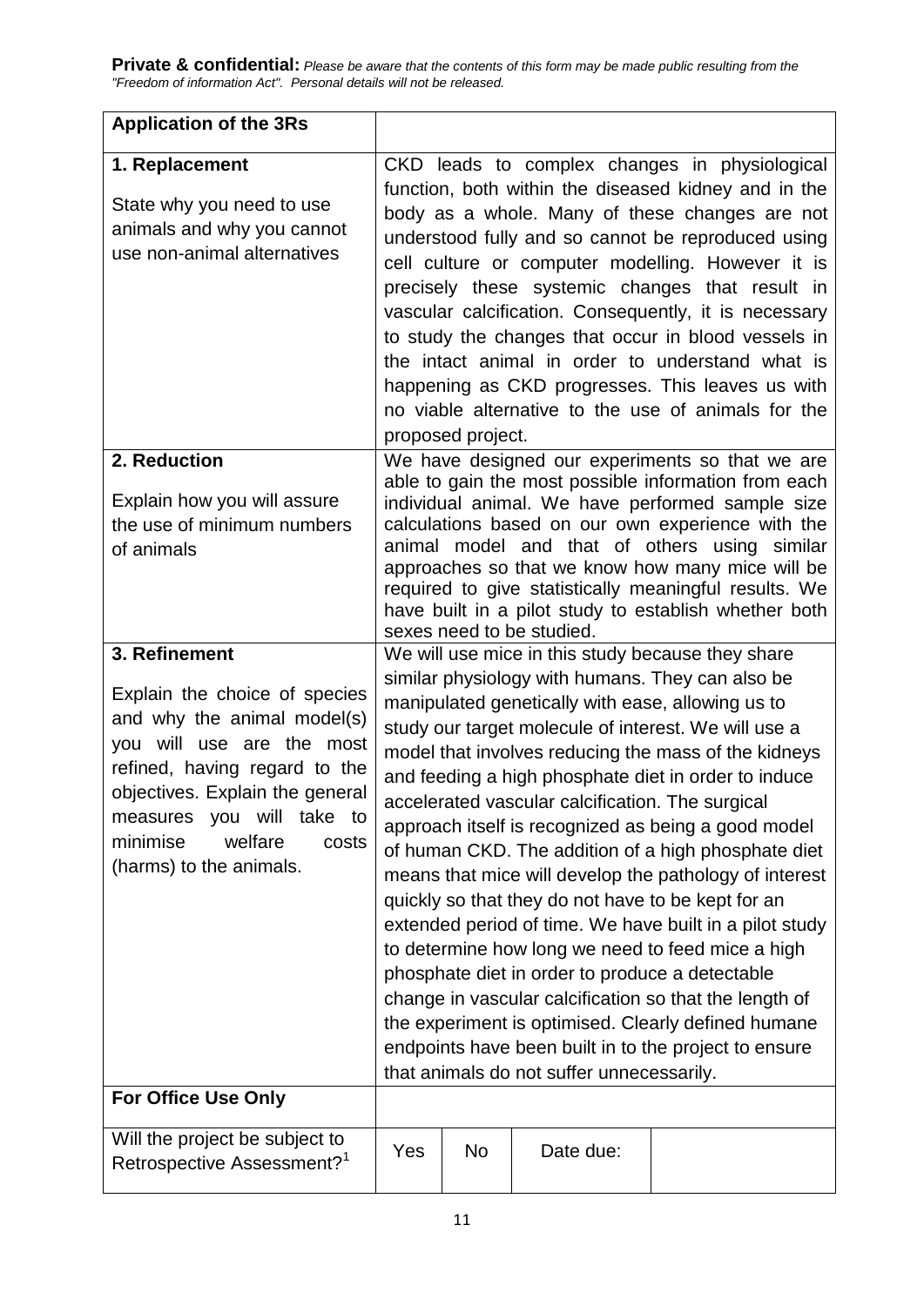**Private & confidential:** *Please be aware that the contents of this form may be made public resulting from the "Freedom of information Act". Personal details will not be released.*

| | | | | |
|---|---|---|---|---|
| **Application of the 3Rs** | | | | |
| **1. Replacement**<br><br>State why you need to use animals and why you cannot use non-animal alternatives | CKD leads to complex changes in physiological function, both within the diseased kidney and in the body as a whole. Many of these changes are not understood fully and so cannot be reproduced using cell culture or computer modelling. However it is precisely these systemic changes that result in vascular calcification. Consequently, it is necessary to study the changes that occur in blood vessels in the intact animal in order to understand what is happening as CKD progresses. This leaves us with no viable alternative to the use of animals for the proposed project. | | | |
| **2. Reduction**<br><br>Explain how you will assure the use of minimum numbers of animals | We have designed our experiments so that we are able to gain the most possible information from each individual animal. We have performed sample size calculations based on our own experience with the animal model and that of others using similar approaches so that we know how many mice will be required to give statistically meaningful results. We have built in a pilot study to establish whether both sexes need to be studied. | | | |
| **3. Refinement**<br><br>Explain the choice of species and why the animal model(s) you will use are the most refined, having regard to the objectives. Explain the general measures you will take to minimise welfare costs (harms) to the animals. | We will use mice in this study because they share similar physiology with humans. They can also be manipulated genetically with ease, allowing us to study our target molecule of interest. We will use a model that involves reducing the mass of the kidneys and feeding a high phosphate diet in order to induce accelerated vascular calcification. The surgical approach itself is recognized as being a good model of human CKD. The addition of a high phosphate diet means that mice will develop the pathology of interest quickly so that they do not have to be kept for an extended period of time. We have built in a pilot study to determine how long we need to feed mice a high phosphate diet in order to produce a detectable change in vascular calcification so that the length of the experiment is optimised. Clearly defined humane endpoints have been built in to the project to ensure that animals do not suffer unnecessarily. | | | |
| **For Office Use Only** | | | | |
| Will the project be subject to Retrospective Assessment?[1] | Yes | No | Date due: | |